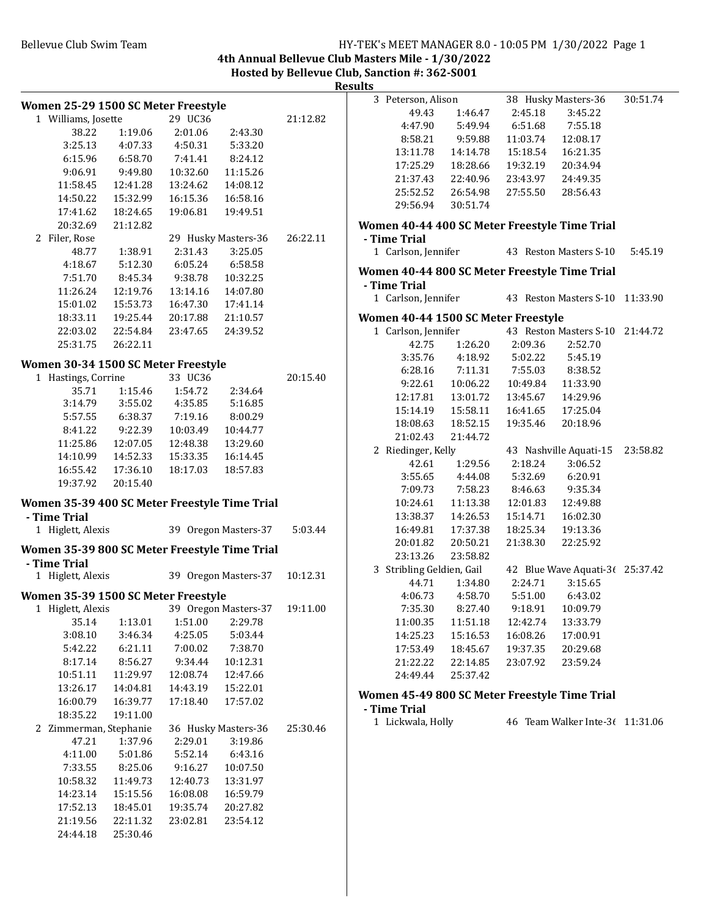**4th Annual Bellevue Club Masters Mile - 1/30/2022**
**Hosted by Bellevue Club, Sanction #: 362-S001**
**Results**

### Women 25-29 1500 SC Meter Freestyle

1 Williams, Josette — 29 UC36 — 21:12.82

| | | | |
|---|---|---|---|
| 38.22 | 1:19.06 | 2:01.06 | 2:43.30 |
| 3:25.13 | 4:07.33 | 4:50.31 | 5:33.20 |
| 6:15.96 | 6:58.70 | 7:41.41 | 8:24.12 |
| 9:06.91 | 9:49.80 | 10:32.60 | 11:15.26 |
| 11:58.45 | 12:41.28 | 13:24.62 | 14:08.12 |
| 14:50.22 | 15:32.99 | 16:15.36 | 16:58.16 |
| 17:41.62 | 18:24.65 | 19:06.81 | 19:49.51 |
| 20:32.69 | 21:12.82 | | |

2 Filer, Rose — 29 Husky Masters-36 — 26:22.11

| | | | |
|---|---|---|---|
| 48.77 | 1:38.91 | 2:31.43 | 3:25.05 |
| 4:18.67 | 5:12.30 | 6:05.24 | 6:58.58 |
| 7:51.70 | 8:45.34 | 9:38.78 | 10:32.25 |
| 11:26.24 | 12:19.76 | 13:14.16 | 14:07.80 |
| 15:01.02 | 15:53.73 | 16:47.30 | 17:41.14 |
| 18:33.11 | 19:25.44 | 20:17.88 | 21:10.57 |
| 22:03.02 | 22:54.84 | 23:47.65 | 24:39.52 |
| 25:31.75 | 26:22.11 | | |

### Women 30-34 1500 SC Meter Freestyle

1 Hastings, Corrine — 33 UC36 — 20:15.40

| | | | |
|---|---|---|---|
| 35.71 | 1:15.46 | 1:54.72 | 2:34.64 |
| 3:14.79 | 3:55.02 | 4:35.85 | 5:16.85 |
| 5:57.55 | 6:38.37 | 7:19.16 | 8:00.29 |
| 8:41.22 | 9:22.39 | 10:03.49 | 10:44.77 |
| 11:25.86 | 12:07.05 | 12:48.38 | 13:29.60 |
| 14:10.99 | 14:52.33 | 15:33.35 | 16:14.45 |
| 16:55.42 | 17:36.10 | 18:17.03 | 18:57.83 |
| 19:37.92 | 20:15.40 | | |

### Women 35-39 400 SC Meter Freestyle Time Trial - Time Trial

1 Higlett, Alexis — 39 Oregon Masters-37 — 5:03.44

### Women 35-39 800 SC Meter Freestyle Time Trial - Time Trial

1 Higlett, Alexis — 39 Oregon Masters-37 — 10:12.31

### Women 35-39 1500 SC Meter Freestyle

1 Higlett, Alexis — 39 Oregon Masters-37 — 19:11.00

| | | | |
|---|---|---|---|
| 35.14 | 1:13.01 | 1:51.00 | 2:29.78 |
| 3:08.10 | 3:46.34 | 4:25.05 | 5:03.44 |
| 5:42.22 | 6:21.11 | 7:00.02 | 7:38.70 |
| 8:17.14 | 8:56.27 | 9:34.44 | 10:12.31 |
| 10:51.11 | 11:29.97 | 12:08.74 | 12:47.66 |
| 13:26.17 | 14:04.81 | 14:43.19 | 15:22.01 |
| 16:00.79 | 16:39.77 | 17:18.40 | 17:57.02 |
| 18:35.22 | 19:11.00 | | |

2 Zimmerman, Stephanie — 36 Husky Masters-36 — 25:30.46

| | | | |
|---|---|---|---|
| 47.21 | 1:37.96 | 2:29.01 | 3:19.86 |
| 4:11.00 | 5:01.86 | 5:52.14 | 6:43.16 |
| 7:33.55 | 8:25.06 | 9:16.27 | 10:07.50 |
| 10:58.32 | 11:49.73 | 12:40.73 | 13:31.97 |
| 14:23.14 | 15:15.56 | 16:08.08 | 16:59.79 |
| 17:52.13 | 18:45.01 | 19:35.74 | 20:27.82 |
| 21:19.56 | 22:11.32 | 23:02.81 | 23:54.12 |
| 24:44.18 | 25:30.46 | | |

3 Peterson, Alison — 38 Husky Masters-36 — 30:51.74

| | | | |
|---|---|---|---|
| 49.43 | 1:46.47 | 2:45.18 | 3:45.22 |
| 4:47.90 | 5:49.94 | 6:51.68 | 7:55.18 |
| 8:58.21 | 9:59.88 | 11:03.74 | 12:08.17 |
| 13:11.78 | 14:14.78 | 15:18.54 | 16:21.35 |
| 17:25.29 | 18:28.66 | 19:32.19 | 20:34.94 |
| 21:37.43 | 22:40.96 | 23:43.97 | 24:49.35 |
| 25:52.52 | 26:54.98 | 27:55.50 | 28:56.43 |
| 29:56.94 | 30:51.74 | | |

### Women 40-44 400 SC Meter Freestyle Time Trial - Time Trial

1 Carlson, Jennifer — 43 Reston Masters S-10 — 5:45.19

### Women 40-44 800 SC Meter Freestyle Time Trial - Time Trial

1 Carlson, Jennifer — 43 Reston Masters S-10 — 11:33.90

### Women 40-44 1500 SC Meter Freestyle

1 Carlson, Jennifer — 43 Reston Masters S-10 — 21:44.72

| | | | |
|---|---|---|---|
| 42.75 | 1:26.20 | 2:09.36 | 2:52.70 |
| 3:35.76 | 4:18.92 | 5:02.22 | 5:45.19 |
| 6:28.16 | 7:11.31 | 7:55.03 | 8:38.52 |
| 9:22.61 | 10:06.22 | 10:49.84 | 11:33.90 |
| 12:17.81 | 13:01.72 | 13:45.67 | 14:29.96 |
| 15:14.19 | 15:58.11 | 16:41.65 | 17:25.04 |
| 18:08.63 | 18:52.15 | 19:35.46 | 20:18.96 |
| 21:02.43 | 21:44.72 | | |

2 Riedinger, Kelly — 43 Nashville Aquati-15 — 23:58.82

| | | | |
|---|---|---|---|
| 42.61 | 1:29.56 | 2:18.24 | 3:06.52 |
| 3:55.65 | 4:44.08 | 5:32.69 | 6:20.91 |
| 7:09.73 | 7:58.23 | 8:46.63 | 9:35.34 |
| 10:24.61 | 11:13.38 | 12:01.83 | 12:49.88 |
| 13:38.37 | 14:26.53 | 15:14.71 | 16:02.30 |
| 16:49.81 | 17:37.38 | 18:25.34 | 19:13.36 |
| 20:01.82 | 20:50.21 | 21:38.30 | 22:25.92 |
| 23:13.26 | 23:58.82 | | |

3 Stribling Geldien, Gail — 42 Blue Wave Aquati-36 — 25:37.42

| | | | |
|---|---|---|---|
| 44.71 | 1:34.80 | 2:24.71 | 3:15.65 |
| 4:06.73 | 4:58.70 | 5:51.00 | 6:43.02 |
| 7:35.30 | 8:27.40 | 9:18.91 | 10:09.79 |
| 11:00.35 | 11:51.18 | 12:42.74 | 13:33.79 |
| 14:25.23 | 15:16.53 | 16:08.26 | 17:00.91 |
| 17:53.49 | 18:45.67 | 19:37.35 | 20:29.68 |
| 21:22.22 | 22:14.85 | 23:07.92 | 23:59.24 |
| 24:49.44 | 25:37.42 | | |

### Women 45-49 800 SC Meter Freestyle Time Trial - Time Trial

1 Lickwala, Holly — 46 Team Walker Inte-36 — 11:31.06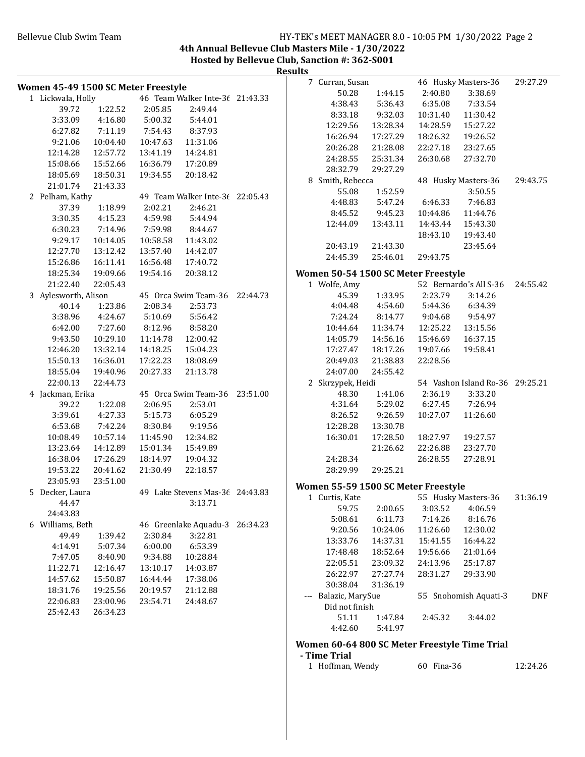4th Annual Bellevue Club Masters Mile - 1/30/2022

Hosted by Bellevue Club, Sanction #: 362-S001

Results

### Women 45-49 1500 SC Meter Freestyle

1 Lickwala, Holly — 46 Team Walker Inte-36 — 21:43.33

| | | | |
|---|---|---|---|
| 39.72 | 1:22.52 | 2:05.85 | 2:49.44 |
| 3:33.09 | 4:16.80 | 5:00.32 | 5:44.01 |
| 6:27.82 | 7:11.19 | 7:54.43 | 8:37.93 |
| 9:21.06 | 10:04.40 | 10:47.63 | 11:31.06 |
| 12:14.28 | 12:57.72 | 13:41.19 | 14:24.81 |
| 15:08.66 | 15:52.66 | 16:36.79 | 17:20.89 |
| 18:05.69 | 18:50.31 | 19:34.55 | 20:18.42 |
| 21:01.74 | 21:43.33 | | |

2 Pelham, Kathy — 49 Team Walker Inte-36 — 22:05.43

| | | | |
|---|---|---|---|
| 37.39 | 1:18.99 | 2:02.21 | 2:46.21 |
| 3:30.35 | 4:15.23 | 4:59.98 | 5:44.94 |
| 6:30.23 | 7:14.96 | 7:59.98 | 8:44.67 |
| 9:29.17 | 10:14.05 | 10:58.58 | 11:43.02 |
| 12:27.70 | 13:12.42 | 13:57.40 | 14:42.07 |
| 15:26.86 | 16:11.41 | 16:56.48 | 17:40.72 |
| 18:25.34 | 19:09.66 | 19:54.16 | 20:38.12 |
| 21:22.40 | 22:05.43 | | |

3 Aylesworth, Alison — 45 Orca Swim Team-36 — 22:44.73

| | | | |
|---|---|---|---|
| 40.14 | 1:23.86 | 2:08.34 | 2:53.73 |
| 3:38.96 | 4:24.67 | 5:10.69 | 5:56.42 |
| 6:42.00 | 7:27.60 | 8:12.96 | 8:58.20 |
| 9:43.50 | 10:29.10 | 11:14.78 | 12:00.42 |
| 12:46.20 | 13:32.14 | 14:18.25 | 15:04.23 |
| 15:50.13 | 16:36.01 | 17:22.23 | 18:08.69 |
| 18:55.04 | 19:40.96 | 20:27.33 | 21:13.78 |
| 22:00.13 | 22:44.73 | | |

4 Jackman, Erika — 45 Orca Swim Team-36 — 23:51.00

| | | | |
|---|---|---|---|
| 39.22 | 1:22.08 | 2:06.95 | 2:53.01 |
| 3:39.61 | 4:27.33 | 5:15.73 | 6:05.29 |
| 6:53.68 | 7:42.24 | 8:30.84 | 9:19.56 |
| 10:08.49 | 10:57.14 | 11:45.90 | 12:34.82 |
| 13:23.64 | 14:12.89 | 15:01.34 | 15:49.89 |
| 16:38.04 | 17:26.29 | 18:14.97 | 19:04.32 |
| 19:53.22 | 20:41.62 | 21:30.49 | 22:18.57 |
| 23:05.93 | 23:51.00 | | |

5 Decker, Laura — 49 Lake Stevens Mas-36 — 24:43.83

| | | | |
|---|---|---|---|
| 44.47 | | | 3:13.71 |
| 24:43.83 | | | |

6 Williams, Beth — 46 Greenlake Aquadu-3 — 26:34.23

| | | | |
|---|---|---|---|
| 49.49 | 1:39.42 | 2:30.84 | 3:22.81 |
| 4:14.91 | 5:07.34 | 6:00.00 | 6:53.39 |
| 7:47.05 | 8:40.90 | 9:34.88 | 10:28.84 |
| 11:22.71 | 12:16.47 | 13:10.17 | 14:03.87 |
| 14:57.62 | 15:50.87 | 16:44.44 | 17:38.06 |
| 18:31.76 | 19:25.56 | 20:19.57 | 21:12.88 |
| 22:06.83 | 23:00.96 | 23:54.71 | 24:48.67 |
| 25:42.43 | 26:34.23 | | |

7 Curran, Susan — 46 Husky Masters-36 — 29:27.29

| | | | |
|---|---|---|---|
| 50.28 | 1:44.15 | 2:40.80 | 3:38.69 |
| 4:38.43 | 5:36.43 | 6:35.08 | 7:33.54 |
| 8:33.18 | 9:32.03 | 10:31.40 | 11:30.42 |
| 12:29.56 | 13:28.34 | 14:28.59 | 15:27.22 |
| 16:26.94 | 17:27.29 | 18:26.32 | 19:26.52 |
| 20:26.28 | 21:28.08 | 22:27.18 | 23:27.65 |
| 24:28.55 | 25:31.34 | 26:30.68 | 27:32.70 |
| 28:32.79 | 29:27.29 | | |

8 Smith, Rebecca — 48 Husky Masters-36 — 29:43.75

| | | | |
|---|---|---|---|
| 55.08 | 1:52.59 | | 3:50.55 |
| 4:48.83 | 5:47.24 | 6:46.33 | 7:46.83 |
| 8:45.52 | 9:45.23 | 10:44.86 | 11:44.76 |
| 12:44.09 | 13:43.11 | 14:43.44 | 15:43.30 |
| | | 18:43.10 | 19:43.40 |
| 20:43.19 | 21:43.30 | | 23:45.64 |
| 24:45.39 | 25:46.01 | 29:43.75 | |

### Women 50-54 1500 SC Meter Freestyle

1 Wolfe, Amy — 52 Bernardo's All S-36 — 24:55.42

| | | | |
|---|---|---|---|
| 45.39 | 1:33.95 | 2:23.79 | 3:14.26 |
| 4:04.48 | 4:54.60 | 5:44.36 | 6:34.39 |
| 7:24.24 | 8:14.77 | 9:04.68 | 9:54.97 |
| 10:44.64 | 11:34.74 | 12:25.22 | 13:15.56 |
| 14:05.79 | 14:56.16 | 15:46.69 | 16:37.15 |
| 17:27.47 | 18:17.26 | 19:07.66 | 19:58.41 |
| 20:49.03 | 21:38.83 | 22:28.56 | |
| 24:07.00 | 24:55.42 | | |

2 Skrzypek, Heidi — 54 Vashon Island Ro-36 — 29:25.21

| | | | |
|---|---|---|---|
| 48.30 | 1:41.06 | 2:36.19 | 3:33.20 |
| 4:31.64 | 5:29.02 | 6:27.45 | 7:26.94 |
| 8:26.52 | 9:26.59 | 10:27.07 | 11:26.60 |
| 12:28.28 | 13:30.78 | | |
| 16:30.01 | 17:28.50 | 18:27.97 | 19:27.57 |
| | 21:26.62 | 22:26.88 | 23:27.70 |
| 24:28.34 | | 26:28.55 | 27:28.91 |
| 28:29.99 | 29:25.21 | | |

### Women 55-59 1500 SC Meter Freestyle

1 Curtis, Kate — 55 Husky Masters-36 — 31:36.19

| | | | |
|---|---|---|---|
| 59.75 | 2:00.65 | 3:03.52 | 4:06.59 |
| 5:08.61 | 6:11.73 | 7:14.26 | 8:16.76 |
| 9:20.56 | 10:24.06 | 11:26.60 | 12:30.02 |
| 13:33.76 | 14:37.31 | 15:41.55 | 16:44.22 |
| 17:48.48 | 18:52.64 | 19:56.66 | 21:01.64 |
| 22:05.51 | 23:09.32 | 24:13.96 | 25:17.87 |
| 26:22.97 | 27:27.74 | 28:31.27 | 29:33.90 |
| 30:38.04 | 31:36.19 | | |

--- Balazic, MarySue — 55 Snohomish Aquati-3 — DNF

Did not finish

| | | | |
|---|---|---|---|
| 51.11 | 1:47.84 | 2:45.32 | 3:44.02 |
| 4:42.60 | 5:41.97 | | |

### Women 60-64 800 SC Meter Freestyle Time Trial - Time Trial

1 Hoffman, Wendy — 60 Fina-36 — 12:24.26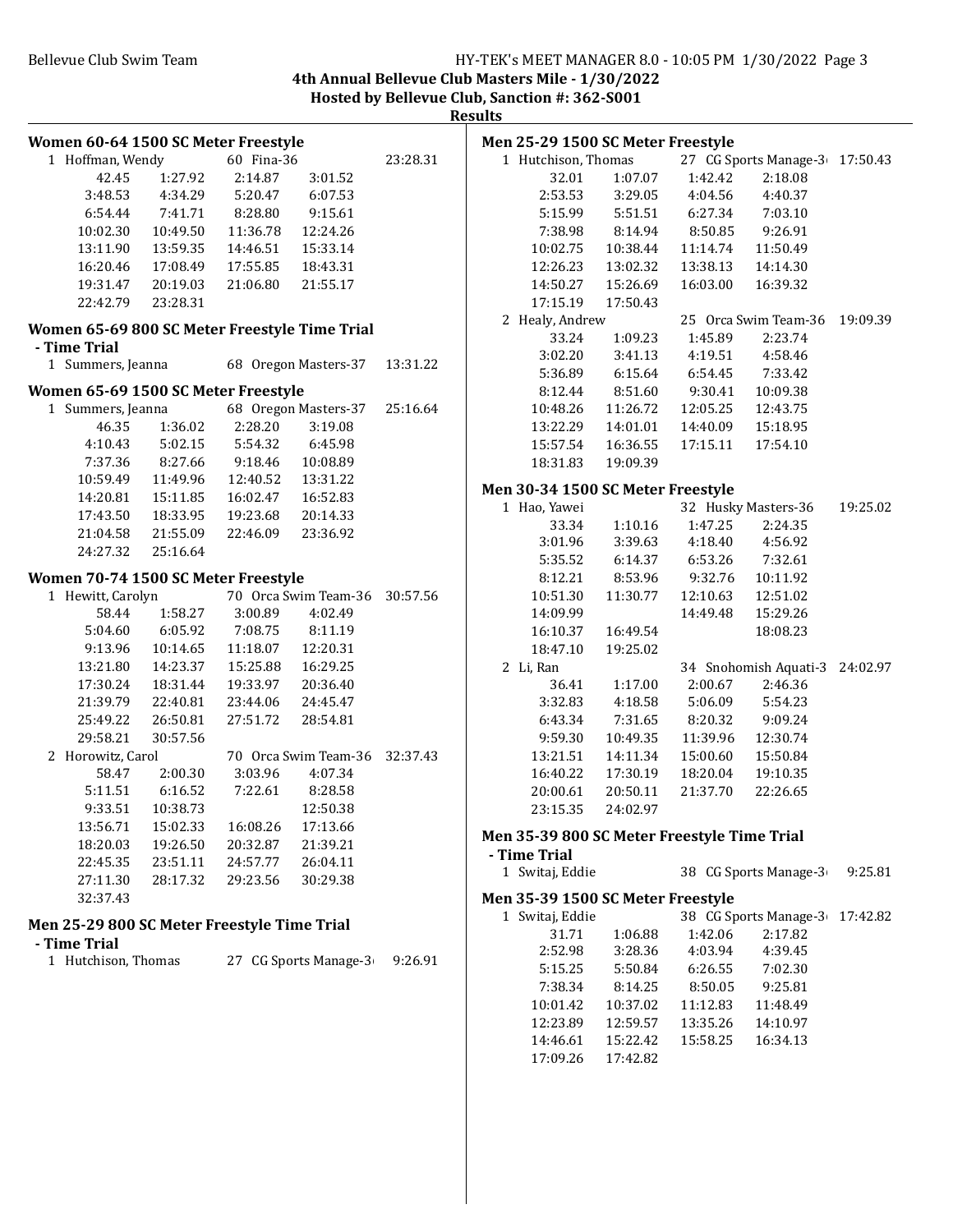## Results

### Women 60-64 1500 SC Meter Freestyle

| Place | Name | Age | Team | Finals Time |
|---|---|---|---|---|
| 1 | Hoffman, Wendy | 60 | Fina-36 | 23:28.31 |

| | | | |
|---|---|---|---|
| 42.45 | 1:27.92 | 2:14.87 | 3:01.52 |
| 3:48.53 | 4:34.29 | 5:20.47 | 6:07.53 |
| 6:54.44 | 7:41.71 | 8:28.80 | 9:15.61 |
| 10:02.30 | 10:49.50 | 11:36.78 | 12:24.26 |
| 13:11.90 | 13:59.35 | 14:46.51 | 15:33.14 |
| 16:20.46 | 17:08.49 | 17:55.85 | 18:43.31 |
| 19:31.47 | 20:19.03 | 21:06.80 | 21:55.17 |
| 22:42.79 | 23:28.31 | | |

### Women 65-69 800 SC Meter Freestyle Time Trial

- Time Trial

| Place | Name | Age | Team | Finals Time |
|---|---|---|---|---|
| 1 | Summers, Jeanna | 68 | Oregon Masters-37 | 13:31.22 |

### Women 65-69 1500 SC Meter Freestyle

| Place | Name | Age | Team | Finals Time |
|---|---|---|---|---|
| 1 | Summers, Jeanna | 68 | Oregon Masters-37 | 25:16.64 |

| | | | |
|---|---|---|---|
| 46.35 | 1:36.02 | 2:28.20 | 3:19.08 |
| 4:10.43 | 5:02.15 | 5:54.32 | 6:45.98 |
| 7:37.36 | 8:27.66 | 9:18.46 | 10:08.89 |
| 10:59.49 | 11:49.96 | 12:40.52 | 13:31.22 |
| 14:20.81 | 15:11.85 | 16:02.47 | 16:52.83 |
| 17:43.50 | 18:33.95 | 19:23.68 | 20:14.33 |
| 21:04.58 | 21:55.09 | 22:46.09 | 23:36.92 |
| 24:27.32 | 25:16.64 | | |

### Women 70-74 1500 SC Meter Freestyle

| Place | Name | Age | Team | Finals Time |
|---|---|---|---|---|
| 1 | Hewitt, Carolyn | 70 | Orca Swim Team-36 | 30:57.56 |

| | | | |
|---|---|---|---|
| 58.44 | 1:58.27 | 3:00.89 | 4:02.49 |
| 5:04.60 | 6:05.92 | 7:08.75 | 8:11.19 |
| 9:13.96 | 10:14.65 | 11:18.07 | 12:20.31 |
| 13:21.80 | 14:23.37 | 15:25.88 | 16:29.25 |
| 17:30.24 | 18:31.44 | 19:33.97 | 20:36.40 |
| 21:39.79 | 22:40.81 | 23:44.06 | 24:45.47 |
| 25:49.22 | 26:50.81 | 27:51.72 | 28:54.81 |
| 29:58.21 | 30:57.56 | | |

| Place | Name | Age | Team | Finals Time |
|---|---|---|---|---|
| 2 | Horowitz, Carol | 70 | Orca Swim Team-36 | 32:37.43 |

| | | | |
|---|---|---|---|
| 58.47 | 2:00.30 | 3:03.96 | 4:07.34 |
| 5:11.51 | 6:16.52 | 7:22.61 | 8:28.58 |
| 9:33.51 | 10:38.73 | | 12:50.38 |
| 13:56.71 | 15:02.33 | 16:08.26 | 17:13.66 |
| 18:20.03 | 19:26.50 | 20:32.87 | 21:39.21 |
| 22:45.35 | 23:51.11 | 24:57.77 | 26:04.11 |
| 27:11.30 | 28:17.32 | 29:23.56 | 30:29.38 |
| 32:37.43 | | | |

### Men 25-29 800 SC Meter Freestyle Time Trial

- Time Trial

| Place | Name | Age | Team | Finals Time |
|---|---|---|---|---|
| 1 | Hutchison, Thomas | 27 | CG Sports Manage-36 | 9:26.91 |

### Men 25-29 1500 SC Meter Freestyle

| Place | Name | Age | Team | Finals Time |
|---|---|---|---|---|
| 1 | Hutchison, Thomas | 27 | CG Sports Manage-36 | 17:50.43 |

| | | | |
|---|---|---|---|
| 32.01 | 1:07.07 | 1:42.42 | 2:18.08 |
| 2:53.53 | 3:29.05 | 4:04.56 | 4:40.37 |
| 5:15.99 | 5:51.51 | 6:27.34 | 7:03.10 |
| 7:38.98 | 8:14.94 | 8:50.85 | 9:26.91 |
| 10:02.75 | 10:38.44 | 11:14.74 | 11:50.49 |
| 12:26.23 | 13:02.32 | 13:38.13 | 14:14.30 |
| 14:50.27 | 15:26.69 | 16:03.00 | 16:39.32 |
| 17:15.19 | 17:50.43 | | |

| Place | Name | Age | Team | Finals Time |
|---|---|---|---|---|
| 2 | Healy, Andrew | 25 | Orca Swim Team-36 | 19:09.39 |

| | | | |
|---|---|---|---|
| 33.24 | 1:09.23 | 1:45.89 | 2:23.74 |
| 3:02.20 | 3:41.13 | 4:19.51 | 4:58.46 |
| 5:36.89 | 6:15.64 | 6:54.45 | 7:33.42 |
| 8:12.44 | 8:51.60 | 9:30.41 | 10:09.38 |
| 10:48.26 | 11:26.72 | 12:05.25 | 12:43.75 |
| 13:22.29 | 14:01.01 | 14:40.09 | 15:18.95 |
| 15:57.54 | 16:36.55 | 17:15.11 | 17:54.10 |
| 18:31.83 | 19:09.39 | | |

### Men 30-34 1500 SC Meter Freestyle

| Place | Name | Age | Team | Finals Time |
|---|---|---|---|---|
| 1 | Hao, Yawei | 32 | Husky Masters-36 | 19:25.02 |

| | | | |
|---|---|---|---|
| 33.34 | 1:10.16 | 1:47.25 | 2:24.35 |
| 3:01.96 | 3:39.63 | 4:18.40 | 4:56.92 |
| 5:35.52 | 6:14.37 | 6:53.26 | 7:32.61 |
| 8:12.21 | 8:53.96 | 9:32.76 | 10:11.92 |
| 10:51.30 | 11:30.77 | 12:10.63 | 12:51.02 |
| 14:09.99 | | 14:49.48 | 15:29.26 |
| 16:10.37 | 16:49.54 | | 18:08.23 |
| 18:47.10 | 19:25.02 | | |

| Place | Name | Age | Team | Finals Time |
|---|---|---|---|---|
| 2 | Li, Ran | 34 | Snohomish Aquati-36 | 24:02.97 |

| | | | |
|---|---|---|---|
| 36.41 | 1:17.00 | 2:00.67 | 2:46.36 |
| 3:32.83 | 4:18.58 | 5:06.09 | 5:54.23 |
| 6:43.34 | 7:31.65 | 8:20.32 | 9:09.24 |
| 9:59.30 | 10:49.35 | 11:39.96 | 12:30.74 |
| 13:21.51 | 14:11.34 | 15:00.60 | 15:50.84 |
| 16:40.22 | 17:30.19 | 18:20.04 | 19:10.35 |
| 20:00.61 | 20:50.11 | 21:37.70 | 22:26.65 |
| 23:15.35 | 24:02.97 | | |

### Men 35-39 800 SC Meter Freestyle Time Trial

- Time Trial

| Place | Name | Age | Team | Finals Time |
|---|---|---|---|---|
| 1 | Switaj, Eddie | 38 | CG Sports Manage-36 | 9:25.81 |

### Men 35-39 1500 SC Meter Freestyle

| Place | Name | Age | Team | Finals Time |
|---|---|---|---|---|
| 1 | Switaj, Eddie | 38 | CG Sports Manage-36 | 17:42.82 |

| | | | |
|---|---|---|---|
| 31.71 | 1:06.88 | 1:42.06 | 2:17.82 |
| 2:52.98 | 3:28.36 | 4:03.94 | 4:39.45 |
| 5:15.25 | 5:50.84 | 6:26.55 | 7:02.30 |
| 7:38.34 | 8:14.25 | 8:50.05 | 9:25.81 |
| 10:01.42 | 10:37.02 | 11:12.83 | 11:48.49 |
| 12:23.89 | 12:59.57 | 13:35.26 | 14:10.97 |
| 14:46.61 | 15:22.42 | 15:58.25 | 16:34.13 |
| 17:09.26 | 17:42.82 | | |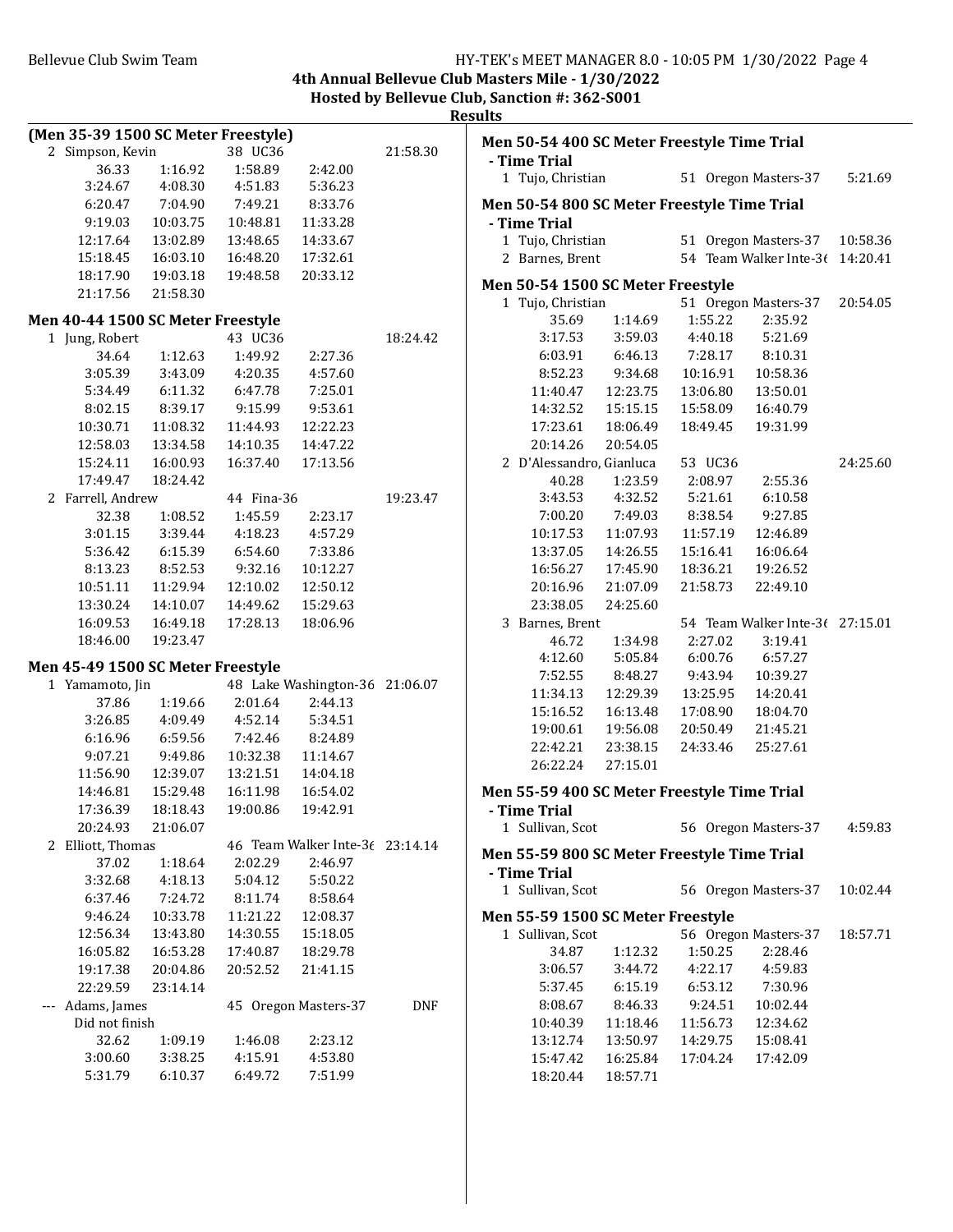**Results**

**(Men 35-39 1500 SC Meter Freestyle)**

| | Name | Age | Team | Finals Time |
|---|---|---|---|---|
| 2 | Simpson, Kevin | 38 | UC36 | 21:58.30 |

36.33 1:16.92 1:58.89 2:42.00
3:24.67 4:08.30 4:51.83 5:36.23
6:20.47 7:04.90 7:49.21 8:33.76
9:19.03 10:03.75 10:48.81 11:33.28
12:17.64 13:02.89 13:48.65 14:33.67
15:18.45 16:03.10 16:48.20 17:32.61
18:17.90 19:03.18 19:48.58 20:33.12
21:17.56 21:58.30

### Men 40-44 1500 SC Meter Freestyle

| | Name | Age | Team | Finals Time |
|---|---|---|---|---|
| 1 | Jung, Robert | 43 | UC36 | 18:24.42 |

34.64 1:12.63 1:49.92 2:27.36
3:05.39 3:43.09 4:20.35 4:57.60
5:34.49 6:11.32 6:47.78 7:25.01
8:02.15 8:39.17 9:15.99 9:53.61
10:30.71 11:08.32 11:44.93 12:22.23
12:58.03 13:34.58 14:10.35 14:47.22
15:24.11 16:00.93 16:37.40 17:13.56
17:49.47 18:24.42

| | Name | Age | Team | Finals Time |
|---|---|---|---|---|
| 2 | Farrell, Andrew | 44 | Fina-36 | 19:23.47 |

32.38 1:08.52 1:45.59 2:23.17
3:01.15 3:39.44 4:18.23 4:57.29
5:36.42 6:15.39 6:54.60 7:33.86
8:13.23 8:52.53 9:32.16 10:12.27
10:51.11 11:29.94 12:10.02 12:50.12
13:30.24 14:10.07 14:49.62 15:29.63
16:09.53 16:49.18 17:28.13 18:06.96
18:46.00 19:23.47

### Men 45-49 1500 SC Meter Freestyle

| | Name | Age | Team | Finals Time |
|---|---|---|---|---|
| 1 | Yamamoto, Jin | 48 | Lake Washington-36 | 21:06.07 |

37.86 1:19.66 2:01.64 2:44.13
3:26.85 4:09.49 4:52.14 5:34.51
6:16.96 6:59.56 7:42.46 8:24.89
9:07.21 9:49.86 10:32.38 11:14.67
11:56.90 12:39.07 13:21.51 14:04.18
14:46.81 15:29.48 16:11.98 16:54.02
17:36.39 18:18.43 19:00.86 19:42.91
20:24.93 21:06.07

| | Name | Age | Team | Finals Time |
|---|---|---|---|---|
| 2 | Elliott, Thomas | 46 | Team Walker Inte-36 | 23:14.14 |

37.02 1:18.64 2:02.29 2:46.97
3:32.68 4:18.13 5:04.12 5:50.22
6:37.46 7:24.72 8:11.74 8:58.64
9:46.24 10:33.78 11:21.22 12:08.37
12:56.34 13:43.80 14:30.55 15:18.05
16:05.82 16:53.28 17:40.87 18:29.78
19:17.38 20:04.86 20:52.52 21:41.15
22:29.59 23:14.14

| | Name | Age | Team | Finals Time |
|---|---|---|---|---|
| --- | Adams, James | 45 | Oregon Masters-37 | DNF |

Did not finish

32.62 1:09.19 1:46.08 2:23.12
3:00.60 3:38.25 4:15.91 4:53.80
5:31.79 6:10.37 6:49.72 7:51.99

### Men 50-54 400 SC Meter Freestyle Time Trial

**- Time Trial**

| | Name | Age | Team | Time |
|---|---|---|---|---|
| 1 | Tujo, Christian | 51 | Oregon Masters-37 | 5:21.69 |

### Men 50-54 800 SC Meter Freestyle Time Trial

**- Time Trial**

| | Name | Age | Team | Time |
|---|---|---|---|---|
| 1 | Tujo, Christian | 51 | Oregon Masters-37 | 10:58.36 |
| 2 | Barnes, Brent | 54 | Team Walker Inte-36 | 14:20.41 |

### Men 50-54 1500 SC Meter Freestyle

| | Name | Age | Team | Finals Time |
|---|---|---|---|---|
| 1 | Tujo, Christian | 51 | Oregon Masters-37 | 20:54.05 |

35.69 1:14.69 1:55.22 2:35.92
3:17.53 3:59.03 4:40.18 5:21.69
6:03.91 6:46.13 7:28.17 8:10.31
8:52.23 9:34.68 10:16.91 10:58.36
11:40.47 12:23.75 13:06.80 13:50.01
14:32.52 15:15.15 15:58.09 16:40.79
17:23.61 18:06.49 18:49.45 19:31.99
20:14.26 20:54.05

| | Name | Age | Team | Finals Time |
|---|---|---|---|---|
| 2 | D'Alessandro, Gianluca | 53 | UC36 | 24:25.60 |

40.28 1:23.59 2:08.97 2:55.36
3:43.53 4:32.52 5:21.61 6:10.58
7:00.20 7:49.03 8:38.54 9:27.85
10:17.53 11:07.93 11:57.19 12:46.89
13:37.05 14:26.55 15:16.41 16:06.64
16:56.27 17:45.90 18:36.21 19:26.52
20:16.96 21:07.09 21:58.73 22:49.10
23:38.05 24:25.60

| | Name | Age | Team | Finals Time |
|---|---|---|---|---|
| 3 | Barnes, Brent | 54 | Team Walker Inte-36 | 27:15.01 |

46.72 1:34.98 2:27.02 3:19.41
4:12.60 5:05.84 6:00.76 6:57.27
7:52.55 8:48.27 9:43.94 10:39.27
11:34.13 12:29.39 13:25.95 14:20.41
15:16.52 16:13.48 17:08.90 18:04.70
19:00.61 19:56.08 20:50.49 21:45.21
22:42.21 23:38.15 24:33.46 25:27.61
26:22.24 27:15.01

### Men 55-59 400 SC Meter Freestyle Time Trial

**- Time Trial**

| | Name | Age | Team | Time |
|---|---|---|---|---|
| 1 | Sullivan, Scot | 56 | Oregon Masters-37 | 4:59.83 |

### Men 55-59 800 SC Meter Freestyle Time Trial

**- Time Trial**

| | Name | Age | Team | Time |
|---|---|---|---|---|
| 1 | Sullivan, Scot | 56 | Oregon Masters-37 | 10:02.44 |

### Men 55-59 1500 SC Meter Freestyle

| | Name | Age | Team | Finals Time |
|---|---|---|---|---|
| 1 | Sullivan, Scot | 56 | Oregon Masters-37 | 18:57.71 |

34.87 1:12.32 1:50.25 2:28.46
3:06.57 3:44.72 4:22.17 4:59.83
5:37.45 6:15.19 6:53.12 7:30.96
8:08.67 8:46.33 9:24.51 10:02.44
10:40.39 11:18.46 11:56.73 12:34.62
13:12.74 13:50.97 14:29.75 15:08.41
15:47.42 16:25.84 17:04.24 17:42.09
18:20.44 18:57.71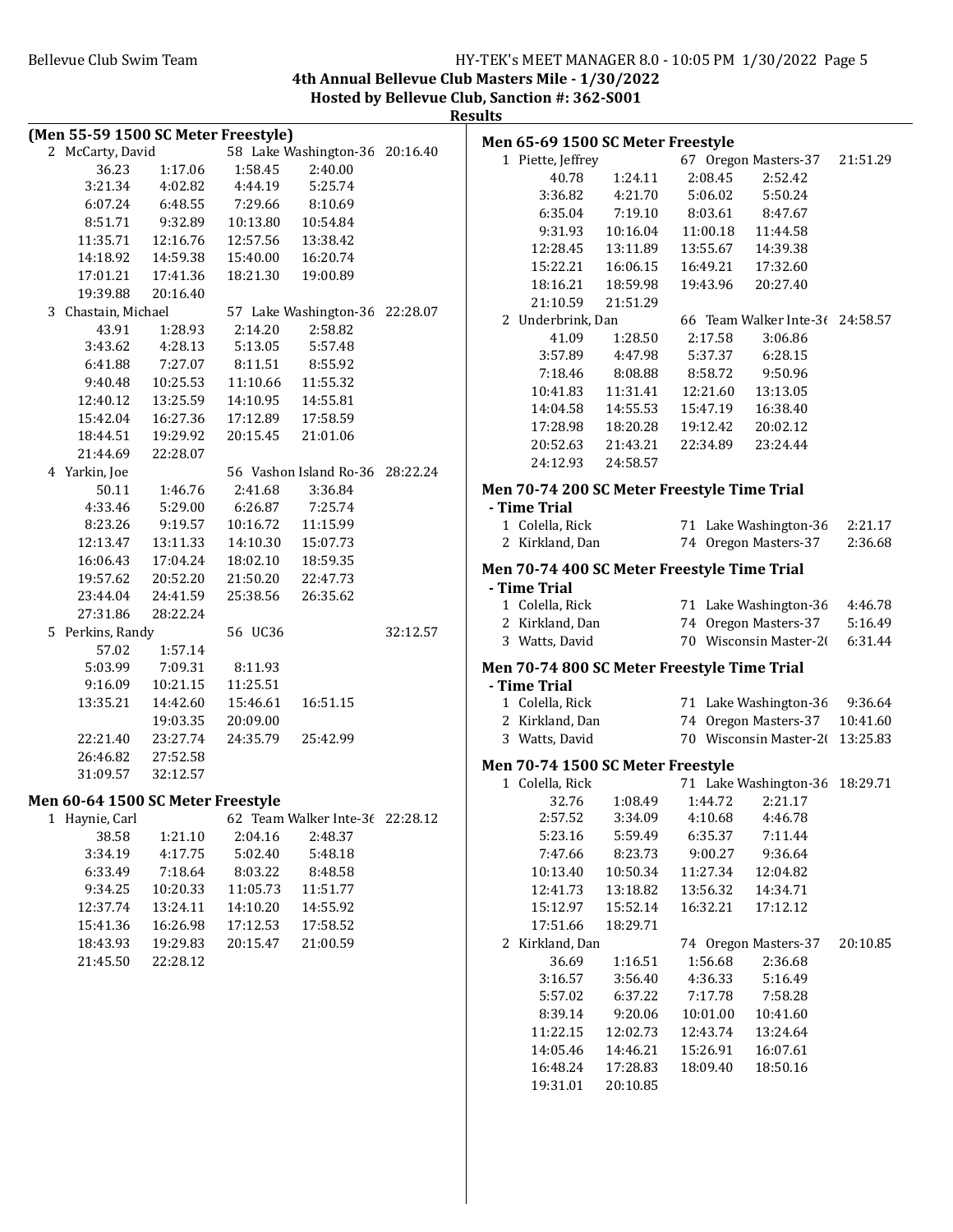# 4th Annual Bellevue Club Masters Mile - 1/30/2022

## Hosted by Bellevue Club, Sanction #: 362-S001

### Results

**(Men 55-59 1500 SC Meter Freestyle)**

2 McCarty, David — 58 Lake Washington-36 — 20:16.40

| | | | |
|---|---|---|---|
| 36.23 | 1:17.06 | 1:58.45 | 2:40.00 |
| 3:21.34 | 4:02.82 | 4:44.19 | 5:25.74 |
| 6:07.24 | 6:48.55 | 7:29.66 | 8:10.69 |
| 8:51.71 | 9:32.89 | 10:13.80 | 10:54.84 |
| 11:35.71 | 12:16.76 | 12:57.56 | 13:38.42 |
| 14:18.92 | 14:59.38 | 15:40.00 | 16:20.74 |
| 17:01.21 | 17:41.36 | 18:21.30 | 19:00.89 |
| 19:39.88 | 20:16.40 | | |

3 Chastain, Michael — 57 Lake Washington-36 — 22:28.07

| | | | |
|---|---|---|---|
| 43.91 | 1:28.93 | 2:14.20 | 2:58.82 |
| 3:43.62 | 4:28.13 | 5:13.05 | 5:57.48 |
| 6:41.88 | 7:27.07 | 8:11.51 | 8:55.92 |
| 9:40.48 | 10:25.53 | 11:10.66 | 11:55.32 |
| 12:40.12 | 13:25.59 | 14:10.95 | 14:55.81 |
| 15:42.04 | 16:27.36 | 17:12.89 | 17:58.59 |
| 18:44.51 | 19:29.92 | 20:15.45 | 21:01.06 |
| 21:44.69 | 22:28.07 | | |

4 Yarkin, Joe — 56 Vashon Island Ro-36 — 28:22.24

| | | | |
|---|---|---|---|
| 50.11 | 1:46.76 | 2:41.68 | 3:36.84 |
| 4:33.46 | 5:29.00 | 6:26.87 | 7:25.74 |
| 8:23.26 | 9:19.57 | 10:16.72 | 11:15.99 |
| 12:13.47 | 13:11.33 | 14:10.30 | 15:07.73 |
| 16:06.43 | 17:04.24 | 18:02.10 | 18:59.35 |
| 19:57.62 | 20:52.20 | 21:50.20 | 22:47.73 |
| 23:44.04 | 24:41.59 | 25:38.56 | 26:35.62 |
| 27:31.86 | 28:22.24 | | |

5 Perkins, Randy — 56 UC36 — 32:12.57

| | | | |
|---|---|---|---|
| 57.02 | 1:57.14 | | |
| 5:03.99 | 7:09.31 | 8:11.93 | |
| 9:16.09 | 10:21.15 | 11:25.51 | |
| 13:35.21 | 14:42.60 | 15:46.61 | 16:51.15 |
| | 19:03.35 | 20:09.00 | |
| 22:21.40 | 23:27.74 | 24:35.79 | 25:42.99 |
| 26:46.82 | 27:52.58 | | |
| 31:09.57 | 32:12.57 | | |

**Men 60-64 1500 SC Meter Freestyle**

1 Haynie, Carl — 62 Team Walker Inte-36 — 22:28.12

| | | | |
|---|---|---|---|
| 38.58 | 1:21.10 | 2:04.16 | 2:48.37 |
| 3:34.19 | 4:17.75 | 5:02.40 | 5:48.18 |
| 6:33.49 | 7:18.64 | 8:03.22 | 8:48.58 |
| 9:34.25 | 10:20.33 | 11:05.73 | 11:51.77 |
| 12:37.74 | 13:24.11 | 14:10.20 | 14:55.92 |
| 15:41.36 | 16:26.98 | 17:12.53 | 17:58.52 |
| 18:43.93 | 19:29.83 | 20:15.47 | 21:00.59 |
| 21:45.50 | 22:28.12 | | |

**Men 65-69 1500 SC Meter Freestyle**

1 Piette, Jeffrey — 67 Oregon Masters-37 — 21:51.29

| | | | |
|---|---|---|---|
| 40.78 | 1:24.11 | 2:08.45 | 2:52.42 |
| 3:36.82 | 4:21.70 | 5:06.02 | 5:50.24 |
| 6:35.04 | 7:19.10 | 8:03.61 | 8:47.67 |
| 9:31.93 | 10:16.04 | 11:00.18 | 11:44.58 |
| 12:28.45 | 13:11.89 | 13:55.67 | 14:39.38 |
| 15:22.21 | 16:06.15 | 16:49.21 | 17:32.60 |
| 18:16.21 | 18:59.98 | 19:43.96 | 20:27.40 |
| 21:10.59 | 21:51.29 | | |

2 Underbrink, Dan — 66 Team Walker Inte-36 — 24:58.57

| | | | |
|---|---|---|---|
| 41.09 | 1:28.50 | 2:17.58 | 3:06.86 |
| 3:57.89 | 4:47.98 | 5:37.37 | 6:28.15 |
| 7:18.46 | 8:08.88 | 8:58.72 | 9:50.96 |
| 10:41.83 | 11:31.41 | 12:21.60 | 13:13.05 |
| 14:04.58 | 14:55.53 | 15:47.19 | 16:38.40 |
| 17:28.98 | 18:20.28 | 19:12.42 | 20:02.12 |
| 20:52.63 | 21:43.21 | 22:34.89 | 23:24.44 |
| 24:12.93 | 24:58.57 | | |

**Men 70-74 200 SC Meter Freestyle Time Trial**

**- Time Trial**

| Place | Name | Age | Team | Time |
|---|---|---|---|---|
| 1 | Colella, Rick | 71 | Lake Washington-36 | 2:21.17 |
| 2 | Kirkland, Dan | 74 | Oregon Masters-37 | 2:36.68 |

**Men 70-74 400 SC Meter Freestyle Time Trial**

**- Time Trial**

| Place | Name | Age | Team | Time |
|---|---|---|---|---|
| 1 | Colella, Rick | 71 | Lake Washington-36 | 4:46.78 |
| 2 | Kirkland, Dan | 74 | Oregon Masters-37 | 5:16.49 |
| 3 | Watts, David | 70 | Wisconsin Master-2( | 6:31.44 |

**Men 70-74 800 SC Meter Freestyle Time Trial**

**- Time Trial**

| Place | Name | Age | Team | Time |
|---|---|---|---|---|
| 1 | Colella, Rick | 71 | Lake Washington-36 | 9:36.64 |
| 2 | Kirkland, Dan | 74 | Oregon Masters-37 | 10:41.60 |
| 3 | Watts, David | 70 | Wisconsin Master-2( | 13:25.83 |

**Men 70-74 1500 SC Meter Freestyle**

1 Colella, Rick — 71 Lake Washington-36 — 18:29.71

| | | | |
|---|---|---|---|
| 32.76 | 1:08.49 | 1:44.72 | 2:21.17 |
| 2:57.52 | 3:34.09 | 4:10.68 | 4:46.78 |
| 5:23.16 | 5:59.49 | 6:35.37 | 7:11.44 |
| 7:47.66 | 8:23.73 | 9:00.27 | 9:36.64 |
| 10:13.40 | 10:50.34 | 11:27.34 | 12:04.82 |
| 12:41.73 | 13:18.82 | 13:56.32 | 14:34.71 |
| 15:12.97 | 15:52.14 | 16:32.21 | 17:12.12 |
| 17:51.66 | 18:29.71 | | |

2 Kirkland, Dan — 74 Oregon Masters-37 — 20:10.85

| | | | |
|---|---|---|---|
| 36.69 | 1:16.51 | 1:56.68 | 2:36.68 |
| 3:16.57 | 3:56.40 | 4:36.33 | 5:16.49 |
| 5:57.02 | 6:37.22 | 7:17.78 | 7:58.28 |
| 8:39.14 | 9:20.06 | 10:01.00 | 10:41.60 |
| 11:22.15 | 12:02.73 | 12:43.74 | 13:24.64 |
| 14:05.46 | 14:46.21 | 15:26.91 | 16:07.61 |
| 16:48.24 | 17:28.83 | 18:09.40 | 18:50.16 |
| 19:31.01 | 20:10.85 | | |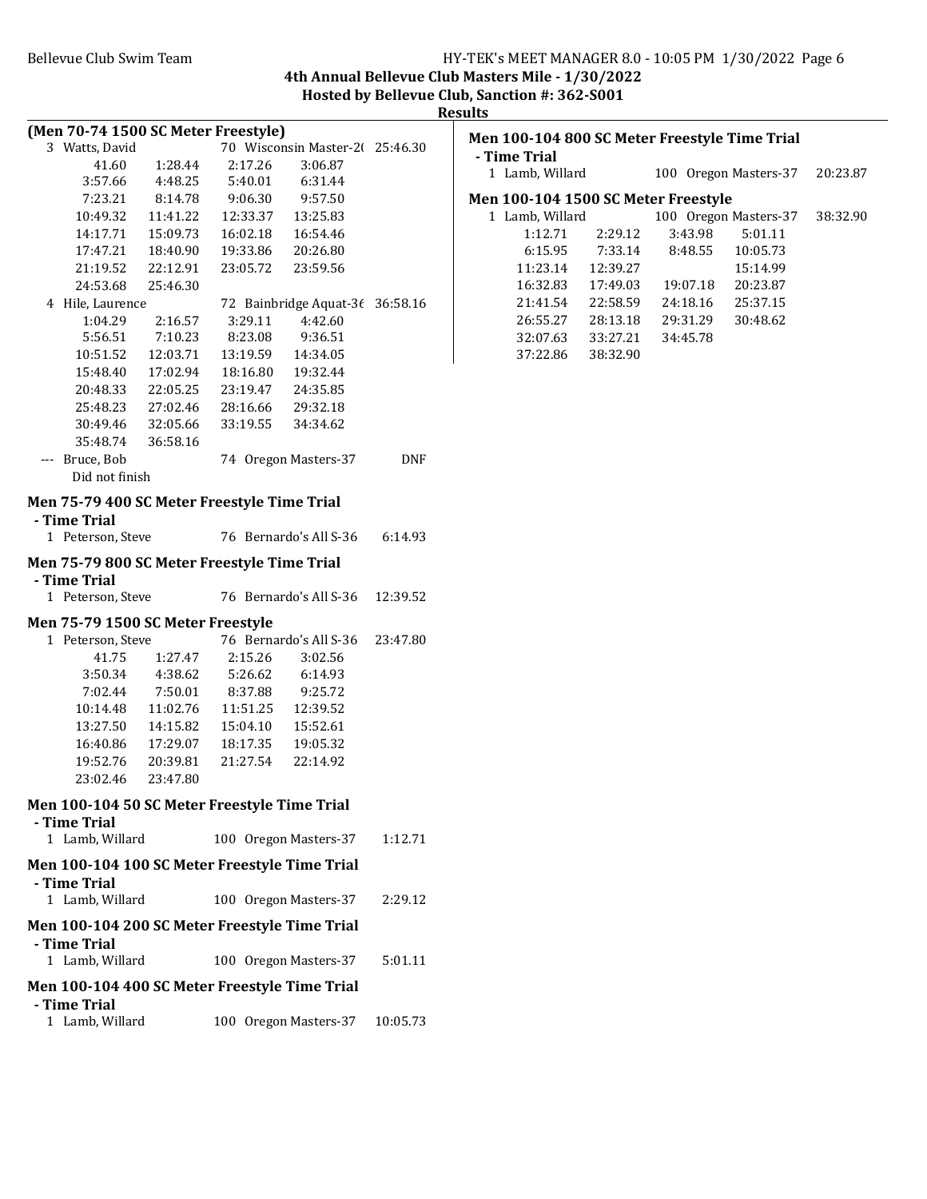**4th Annual Bellevue Club Masters Mile - 1/30/2022**

**Hosted by Bellevue Club, Sanction #: 362-S001**

**Results**

### (Men 70-74 1500 SC Meter Freestyle)

3 Watts, David — 70 Wisconsin Master-2( — 25:46.30

| | | | |
|---|---|---|---|
| 41.60 | 1:28.44 | 2:17.26 | 3:06.87 |
| 3:57.66 | 4:48.25 | 5:40.01 | 6:31.44 |
| 7:23.21 | 8:14.78 | 9:06.30 | 9:57.50 |
| 10:49.32 | 11:41.22 | 12:33.37 | 13:25.83 |
| 14:17.71 | 15:09.73 | 16:02.18 | 16:54.46 |
| 17:47.21 | 18:40.90 | 19:33.86 | 20:26.80 |
| 21:19.52 | 22:12.91 | 23:05.72 | 23:59.56 |
| 24:53.68 | 25:46.30 | | |

4 Hile, Laurence — 72 Bainbridge Aquat-3( — 36:58.16

| | | | |
|---|---|---|---|
| 1:04.29 | 2:16.57 | 3:29.11 | 4:42.60 |
| 5:56.51 | 7:10.23 | 8:23.08 | 9:36.51 |
| 10:51.52 | 12:03.71 | 13:19.59 | 14:34.05 |
| 15:48.40 | 17:02.94 | 18:16.80 | 19:32.44 |
| 20:48.33 | 22:05.25 | 23:19.47 | 24:35.85 |
| 25:48.23 | 27:02.46 | 28:16.66 | 29:32.18 |
| 30:49.46 | 32:05.66 | 33:19.55 | 34:34.62 |
| 35:48.74 | 36:58.16 | | |

--- Bruce, Bob — 74 Oregon Masters-37 — DNF

Did not finish

### Men 75-79 400 SC Meter Freestyle Time Trial
**- Time Trial**

1 Peterson, Steve — 76 Bernardo's All S-36 — 6:14.93

### Men 75-79 800 SC Meter Freestyle Time Trial
**- Time Trial**

1 Peterson, Steve — 76 Bernardo's All S-36 — 12:39.52

### Men 75-79 1500 SC Meter Freestyle

1 Peterson, Steve — 76 Bernardo's All S-36 — 23:47.80

| | | | |
|---|---|---|---|
| 41.75 | 1:27.47 | 2:15.26 | 3:02.56 |
| 3:50.34 | 4:38.62 | 5:26.62 | 6:14.93 |
| 7:02.44 | 7:50.01 | 8:37.88 | 9:25.72 |
| 10:14.48 | 11:02.76 | 11:51.25 | 12:39.52 |
| 13:27.50 | 14:15.82 | 15:04.10 | 15:52.61 |
| 16:40.86 | 17:29.07 | 18:17.35 | 19:05.32 |
| 19:52.76 | 20:39.81 | 21:27.54 | 22:14.92 |
| 23:02.46 | 23:47.80 | | |

### Men 100-104 50 SC Meter Freestyle Time Trial
**- Time Trial**

1 Lamb, Willard — 100 Oregon Masters-37 — 1:12.71

### Men 100-104 100 SC Meter Freestyle Time Trial
**- Time Trial**

1 Lamb, Willard — 100 Oregon Masters-37 — 2:29.12

### Men 100-104 200 SC Meter Freestyle Time Trial
**- Time Trial**

1 Lamb, Willard — 100 Oregon Masters-37 — 5:01.11

### Men 100-104 400 SC Meter Freestyle Time Trial
**- Time Trial**

1 Lamb, Willard — 100 Oregon Masters-37 — 10:05.73

### Men 100-104 800 SC Meter Freestyle Time Trial
**- Time Trial**

1 Lamb, Willard — 100 Oregon Masters-37 — 20:23.87

### Men 100-104 1500 SC Meter Freestyle

1 Lamb, Willard — 100 Oregon Masters-37 — 38:32.90

| | | | |
|---|---|---|---|
| 1:12.71 | 2:29.12 | 3:43.98 | 5:01.11 |
| 6:15.95 | 7:33.14 | 8:48.55 | 10:05.73 |
| 11:23.14 | 12:39.27 | | 15:14.99 |
| 16:32.83 | 17:49.03 | 19:07.18 | 20:23.87 |
| 21:41.54 | 22:58.59 | 24:18.16 | 25:37.15 |
| 26:55.27 | 28:13.18 | 29:31.29 | 30:48.62 |
| 32:07.63 | 33:27.21 | 34:45.78 | |
| 37:22.86 | 38:32.90 | | |